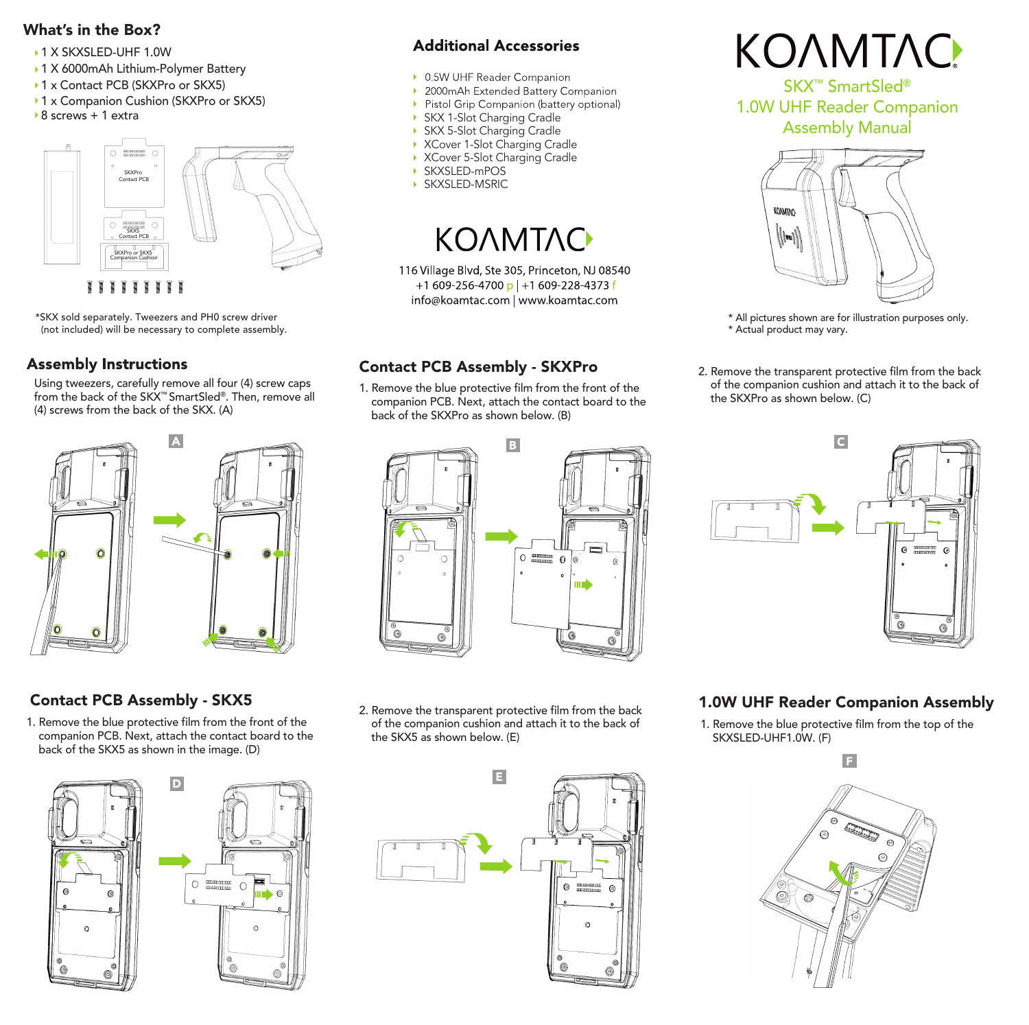# KOAMTAC

## SKX™ SmartSled®
## 1.0W UHF Reader Companion
## Assembly Manual

\* All pictures shown are for illustration purposes only.
\* Actual product may vary.

## What's in the Box?

- 1 X SKXSLED-UHF 1.0W
- 1 X 6000mAh Lithium-Polymer Battery
- 1 x Contact PCB (SKXPro or SKX5)
- 1 x Companion Cushion (SKXPro or SKX5)
- 8 screws + 1 extra

SKXPro Contact PCB

SKX5 Contact PCB

SKXPro or SKX5 Companion Cushion

\*SKX sold separately. Tweezers and PH0 screw driver (not included) will be necessary to complete assembly.

## Additional Accessories

- 0.5W UHF Reader Companion
- 2000mAh Extended Battery Companion
- Pistol Grip Companion (battery optional)
- SKX 1-Slot Charging Cradle
- SKX 5-Slot Charging Cradle
- XCover 1-Slot Charging Cradle
- XCover 5-Slot Charging Cradle
- SKXSLED-mPOS
- SKXSLED-MSRIC

KOAMTAC

116 Village Blvd, Ste 305, Princeton, NJ 08540
+1 609-256-4700 p | +1 609-228-4373 f
info@koamtac.com | www.koamtac.com

## Assembly Instructions

Using tweezers, carefully remove all four (4) screw caps from the back of the SKX™ SmartSled®. Then, remove all (4) screws from the back of the SKX. (A)

A

## Contact PCB Assembly - SKXPro

1. Remove the blue protective film from the front of the companion PCB. Next, attach the contact board to the back of the SKXPro as shown below. (B)

B

2. Remove the transparent protective film from the back of the companion cushion and attach it to the back of the SKXPro as shown below. (C)

C

## Contact PCB Assembly - SKX5

1. Remove the blue protective film from the front of the companion PCB. Next, attach the contact board to the back of the SKX5 as shown in the image. (D)

D

2. Remove the transparent protective film from the back of the companion cushion and attach it to the back of the SKX5 as shown below. (E)

E

## 1.0W UHF Reader Companion Assembly

1. Remove the blue protective film from the top of the SKXSLED-UHF1.0W. (F)

F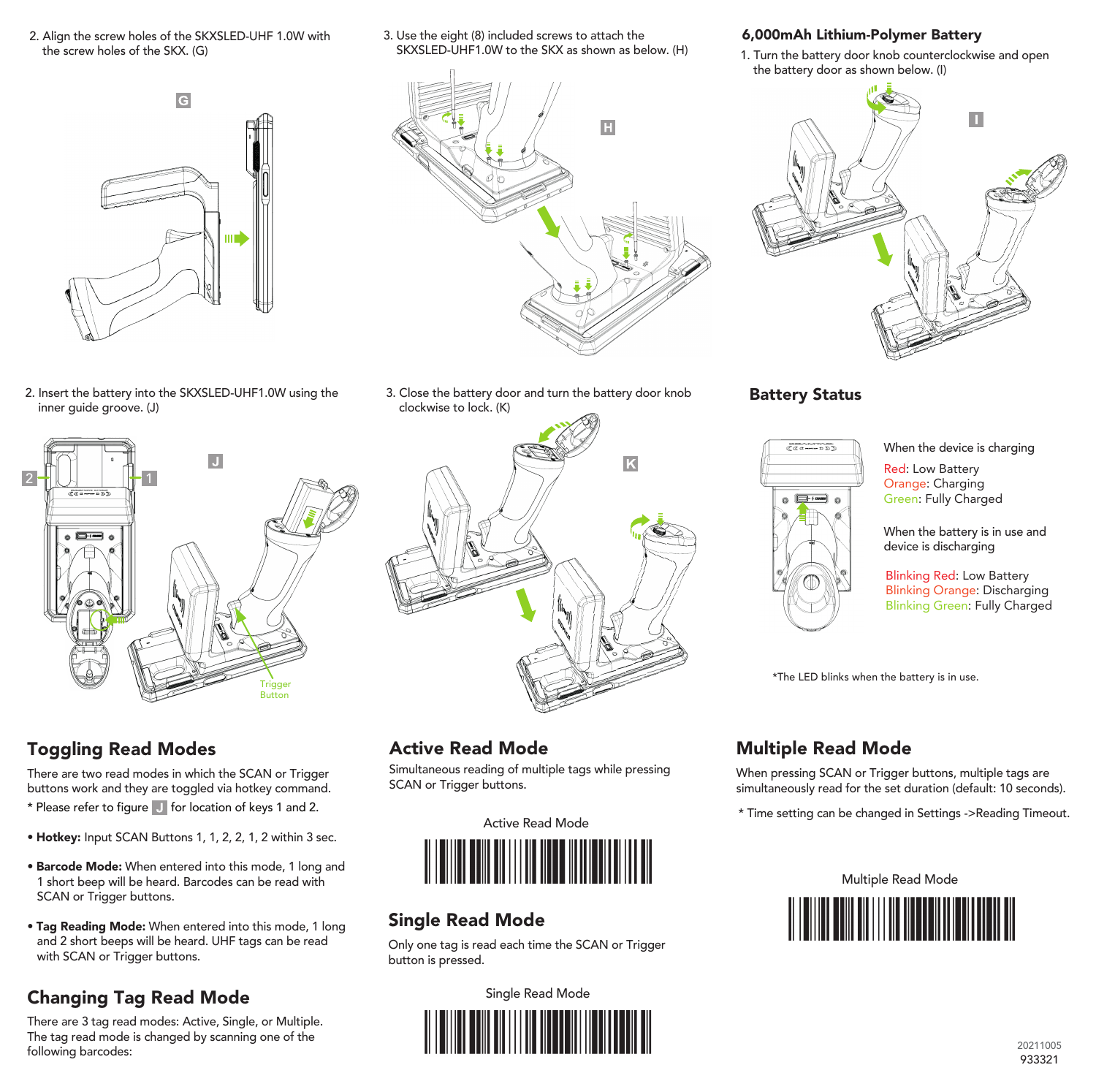2. Align the screw holes of the SKXSLED-UHF 1.0W with the screw holes of the SKX. (G)

G

3. Use the eight (8) included screws to attach the SKXSLED-UHF1.0W to the SKX as shown as below. (H)

H

## 6,000mAh Lithium-Polymer Battery

1. Turn the battery door knob counterclockwise and open the battery door as shown below. (I)

I

2. Insert the battery into the SKXSLED-UHF1.0W using the inner guide groove. (J)

J

2

1

Trigger Button

3. Close the battery door and turn the battery door knob clockwise to lock. (K)

K

## Battery Status

When the device is charging

Red: Low Battery
Orange: Charging
Green: Fully Charged

When the battery is in use and device is discharging

Blinking Red: Low Battery
Blinking Orange: Discharging
Blinking Green: Fully Charged

*The LED blinks when the battery is in use.

## Toggling Read Modes

There are two read modes in which the SCAN or Trigger buttons work and they are toggled via hotkey command.

* Please refer to figure J for location of keys 1 and 2.

- **Hotkey:** Input SCAN Buttons 1, 1, 2, 2, 1, 2 within 3 sec.
- **Barcode Mode:** When entered into this mode, 1 long and 1 short beep will be heard. Barcodes can be read with SCAN or Trigger buttons.
- **Tag Reading Mode:** When entered into this mode, 1 long and 2 short beeps will be heard. UHF tags can be read with SCAN or Trigger buttons.

## Changing Tag Read Mode

There are 3 tag read modes: Active, Single, or Multiple. The tag read mode is changed by scanning one of the following barcodes:

## Active Read Mode

Simultaneous reading of multiple tags while pressing SCAN or Trigger buttons.

Active Read Mode

## Single Read Mode

Only one tag is read each time the SCAN or Trigger button is pressed.

Single Read Mode

## Multiple Read Mode

When pressing SCAN or Trigger buttons, multiple tags are simultaneously read for the set duration (default: 10 seconds).

* Time setting can be changed in Settings ->Reading Timeout.

Multiple Read Mode

20211005
933321